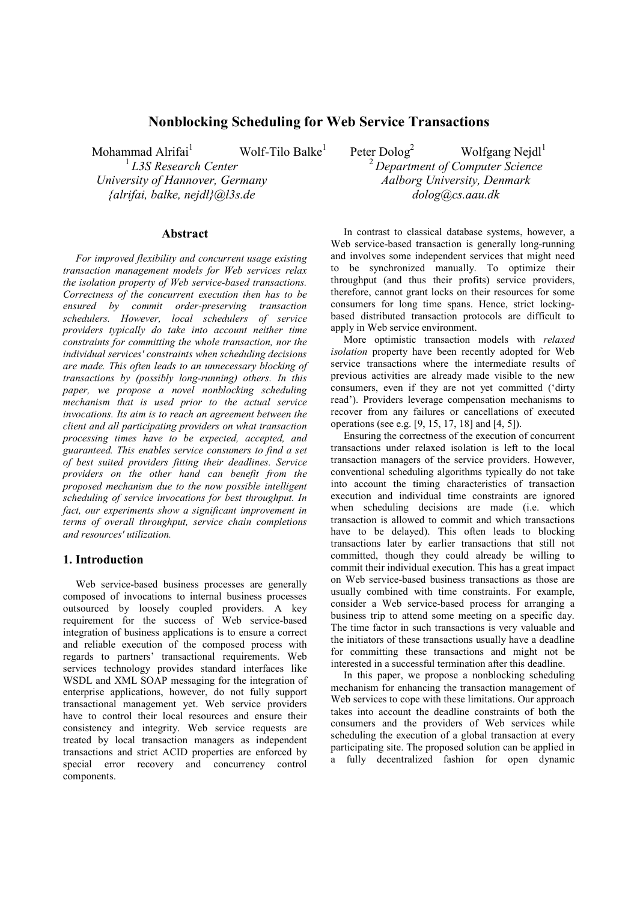# Nonblocking Scheduling for Web Service Transactions

Mohammad Alrifai[1] Wolf-Tilo Balke[1] Peter Dolog[2] Wolfgang Nejdl[1]

[1] *L3S Research Center*
*University of Hannover, Germany*
*{alrifai, balke, nejdl}@l3s.de*

[2] *Department of Computer Science*
*Aalborg University, Denmark*
*dolog@cs.aau.dk*

## Abstract

*For improved flexibility and concurrent usage existing transaction management models for Web services relax the isolation property of Web service-based transactions. Correctness of the concurrent execution then has to be ensured by commit order-preserving transaction schedulers. However, local schedulers of service providers typically do take into account neither time constraints for committing the whole transaction, nor the individual services' constraints when scheduling decisions are made. This often leads to an unnecessary blocking of transactions by (possibly long-running) others. In this paper, we propose a novel nonblocking scheduling mechanism that is used prior to the actual service invocations. Its aim is to reach an agreement between the client and all participating providers on what transaction processing times have to be expected, accepted, and guaranteed. This enables service consumers to find a set of best suited providers fitting their deadlines. Service providers on the other hand can benefit from the proposed mechanism due to the now possible intelligent scheduling of service invocations for best throughput. In fact, our experiments show a significant improvement in terms of overall throughput, service chain completions and resources' utilization.*

## 1. Introduction

Web service-based business processes are generally composed of invocations to internal business processes outsourced by loosely coupled providers. A key requirement for the success of Web service-based integration of business applications is to ensure a correct and reliable execution of the composed process with regards to partners' transactional requirements. Web services technology provides standard interfaces like WSDL and XML SOAP messaging for the integration of enterprise applications, however, do not fully support transactional management yet. Web service providers have to control their local resources and ensure their consistency and integrity. Web service requests are treated by local transaction managers as independent transactions and strict ACID properties are enforced by special error recovery and concurrency control components.

In contrast to classical database systems, however, a Web service-based transaction is generally long-running and involves some independent services that might need to be synchronized manually. To optimize their throughput (and thus their profits) service providers, therefore, cannot grant locks on their resources for some consumers for long time spans. Hence, strict locking-based distributed transaction protocols are difficult to apply in Web service environment.

More optimistic transaction models with *relaxed isolation* property have been recently adopted for Web service transactions where the intermediate results of previous activities are already made visible to the new consumers, even if they are not yet committed ('dirty read'). Providers leverage compensation mechanisms to recover from any failures or cancellations of executed operations (see e.g. [9, 15, 17, 18] and [4, 5]).

Ensuring the correctness of the execution of concurrent transactions under relaxed isolation is left to the local transaction managers of the service providers. However, conventional scheduling algorithms typically do not take into account the timing characteristics of transaction execution and individual time constraints are ignored when scheduling decisions are made (i.e. which transaction is allowed to commit and which transactions have to be delayed). This often leads to blocking transactions later by earlier transactions that still not committed, though they could already be willing to commit their individual execution. This has a great impact on Web service-based business transactions as those are usually combined with time constraints. For example, consider a Web service-based process for arranging a business trip to attend some meeting on a specific day. The time factor in such transactions is very valuable and the initiators of these transactions usually have a deadline for committing these transactions and might not be interested in a successful termination after this deadline.

In this paper, we propose a nonblocking scheduling mechanism for enhancing the transaction management of Web services to cope with these limitations. Our approach takes into account the deadline constraints of both the consumers and the providers of Web services while scheduling the execution of a global transaction at every participating site. The proposed solution can be applied in a fully decentralized fashion for open dynamic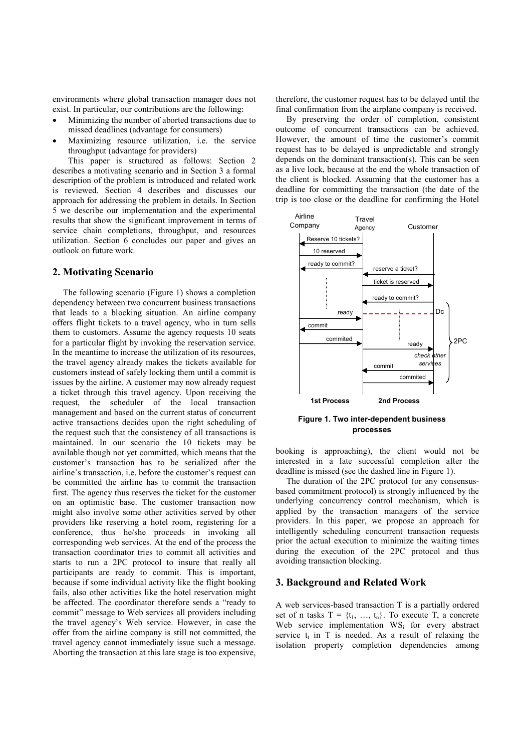environments where global transaction manager does not exist. In particular, our contributions are the following:

- Minimizing the number of aborted transactions due to missed deadlines (advantage for consumers)
- Maximizing resource utilization, i.e. the service throughput (advantage for providers)

This paper is structured as follows: Section 2 describes a motivating scenario and in Section 3 a formal description of the problem is introduced and related work is reviewed. Section 4 describes and discusses our approach for addressing the problem in details. In Section 5 we describe our implementation and the experimental results that show the significant improvement in terms of service chain completions, throughput, and resources utilization. Section 6 concludes our paper and gives an outlook on future work.

## 2. Motivating Scenario

The following scenario (Figure 1) shows a completion dependency between two concurrent business transactions that leads to a blocking situation. An airline company offers flight tickets to a travel agency, who in turn sells them to customers. Assume the agency requests 10 seats for a particular flight by invoking the reservation service. In the meantime to increase the utilization of its resources, the travel agency already makes the tickets available for customers instead of safely locking them until a commit is issues by the airline. A customer may now already request a ticket through this travel agency. Upon receiving the request, the scheduler of the local transaction management and based on the current status of concurrent active transactions decides upon the right scheduling of the request such that the consistency of all transactions is maintained. In our scenario the 10 tickets may be available though not yet committed, which means that the customer's transaction has to be serialized after the airline's transaction, i.e. before the customer's request can be committed the airline has to commit the transaction first. The agency thus reserves the ticket for the customer on an optimistic base. The customer transaction now might also involve some other activities served by other providers like reserving a hotel room, registering for a conference, thus he/she proceeds in invoking all corresponding web services. At the end of the process the transaction coordinator tries to commit all activities and starts to run a 2PC protocol to insure that really all participants are ready to commit. This is important, because if some individual activity like the flight booking fails, also other activities like the hotel reservation might be affected. The coordinator therefore sends a "ready to commit" message to Web services all providers including the travel agency's Web service. However, in case the offer from the airline company is still not committed, the travel agency cannot immediately issue such a message. Aborting the transaction at this late stage is too expensive, therefore, the customer request has to be delayed until the final confirmation from the airplane company is received.

By preserving the order of completion, consistent outcome of concurrent transactions can be achieved. However, the amount of time the customer's commit request has to be delayed is unpredictable and strongly depends on the dominant transaction(s). This can be seen as a live lock, because at the end the whole transaction of the client is blocked. Assuming that the customer has a deadline for committing the transaction (the date of the trip is too close or the deadline for confirming the Hotel

Airline Company
Travel Agency
Customer
Reserve 10 tickets?
10 reserved
ready to commit?
reserve a ticket?
ticket is reserved
ready to commit?
ready
Dc
commit
commited
ready
2PC
check other services
commit
commited
1st Process
2nd Process

**Figure 1. Two inter-dependent business processes**

booking is approaching), the client would not be interested in a late successful completion after the deadline is missed (see the dashed line in Figure 1).

The duration of the 2PC protocol (or any consensus-based commitment protocol) is strongly influenced by the underlying concurrency control mechanism, which is applied by the transaction managers of the service providers. In this paper, we propose an approach for intelligently scheduling concurrent transaction requests prior the actual execution to minimize the waiting times during the execution of the 2PC protocol and thus avoiding transaction blocking.

## 3. Background and Related Work

A web services-based transaction T is a partially ordered set of n tasks $T = \{t_1, \ldots, t_n\}$. To execute T, a concrete Web service implementation $WS_i$ for every abstract service $t_i$ in T is needed. As a result of relaxing the isolation property completion dependencies among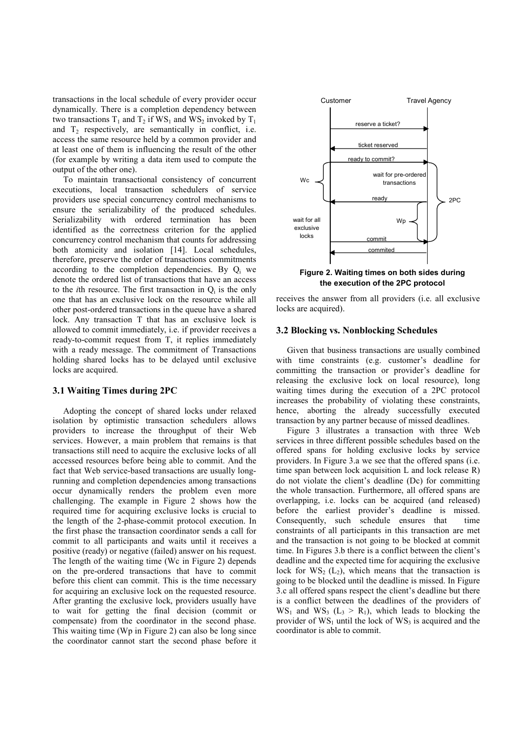transactions in the local schedule of every provider occur dynamically. There is a completion dependency between two transactions $T_1$ and $T_2$ if $WS_1$ and $WS_2$ invoked by $T_1$ and $T_2$ respectively, are semantically in conflict, i.e. access the same resource held by a common provider and at least one of them is influencing the result of the other (for example by writing a data item used to compute the output of the other one).

To maintain transactional consistency of concurrent executions, local transaction schedulers of service providers use special concurrency control mechanisms to ensure the serializability of the produced schedules. Serializability with ordered termination has been identified as the correctness criterion for the applied concurrency control mechanism that counts for addressing both atomicity and isolation [14]. Local schedules, therefore, preserve the order of transactions commitments according to the completion dependencies. By $Q_i$ we denote the ordered list of transactions that have an access to the *i*th resource. The first transaction in $Q_i$ is the only one that has an exclusive lock on the resource while all other post-ordered transactions in the queue have a shared lock. Any transaction T that has an exclusive lock is allowed to commit immediately, i.e. if provider receives a ready-to-commit request from T, it replies immediately with a ready message. The commitment of Transactions holding shared locks has to be delayed until exclusive locks are acquired.

### 3.1 Waiting Times during 2PC

Adopting the concept of shared locks under relaxed isolation by optimistic transaction schedulers allows providers to increase the throughput of their Web services. However, a main problem that remains is that transactions still need to acquire the exclusive locks of all accessed resources before being able to commit. And the fact that Web service-based transactions are usually long-running and completion dependencies among transactions occur dynamically renders the problem even more challenging. The example in Figure 2 shows how the required time for acquiring exclusive locks is crucial to the length of the 2-phase-commit protocol execution. In the first phase the transaction coordinator sends a call for commit to all participants and waits until it receives a positive (ready) or negative (failed) answer on his request. The length of the waiting time (Wc in Figure 2) depends on the pre-ordered transactions that have to commit before this client can commit. This is the time necessary for acquiring an exclusive lock on the requested resource. After granting the exclusive lock, providers usually have to wait for getting the final decision (commit or compensate) from the coordinator in the second phase. This waiting time (Wp in Figure 2) can also be long since the coordinator cannot start the second phase before it receives the answer from all providers (i.e. all exclusive locks are acquired).

**Figure 2. Waiting times on both sides during the execution of the 2PC protocol**

### 3.2 Blocking vs. Nonblocking Schedules

Given that business transactions are usually combined with time constraints (e.g. customer's deadline for committing the transaction or provider's deadline for releasing the exclusive lock on local resource), long waiting times during the execution of a 2PC protocol increases the probability of violating these constraints, hence, aborting the already successfully executed transaction by any partner because of missed deadlines.

Figure 3 illustrates a transaction with three Web services in three different possible schedules based on the offered spans for holding exclusive locks by service providers. In Figure 3.a we see that the offered spans (i.e. time span between lock acquisition L and lock release R) do not violate the client's deadline (Dc) for committing the whole transaction. Furthermore, all offered spans are overlapping, i.e. locks can be acquired (and released) before the earliest provider's deadline is missed. Consequently, such schedule ensures that time constraints of all participants in this transaction are met and the transaction is not going to be blocked at commit time. In Figures 3.b there is a conflict between the client's deadline and the expected time for acquiring the exclusive lock for $WS_2$ ($L_2$), which means that the transaction is going to be blocked until the deadline is missed. In Figure 3.c all offered spans respect the client's deadline but there is a conflict between the deadlines of the providers of $WS_1$ and $WS_3$ ($L_3 > R_1$), which leads to blocking the provider of $WS_1$ until the lock of $WS_3$ is acquired and the coordinator is able to commit.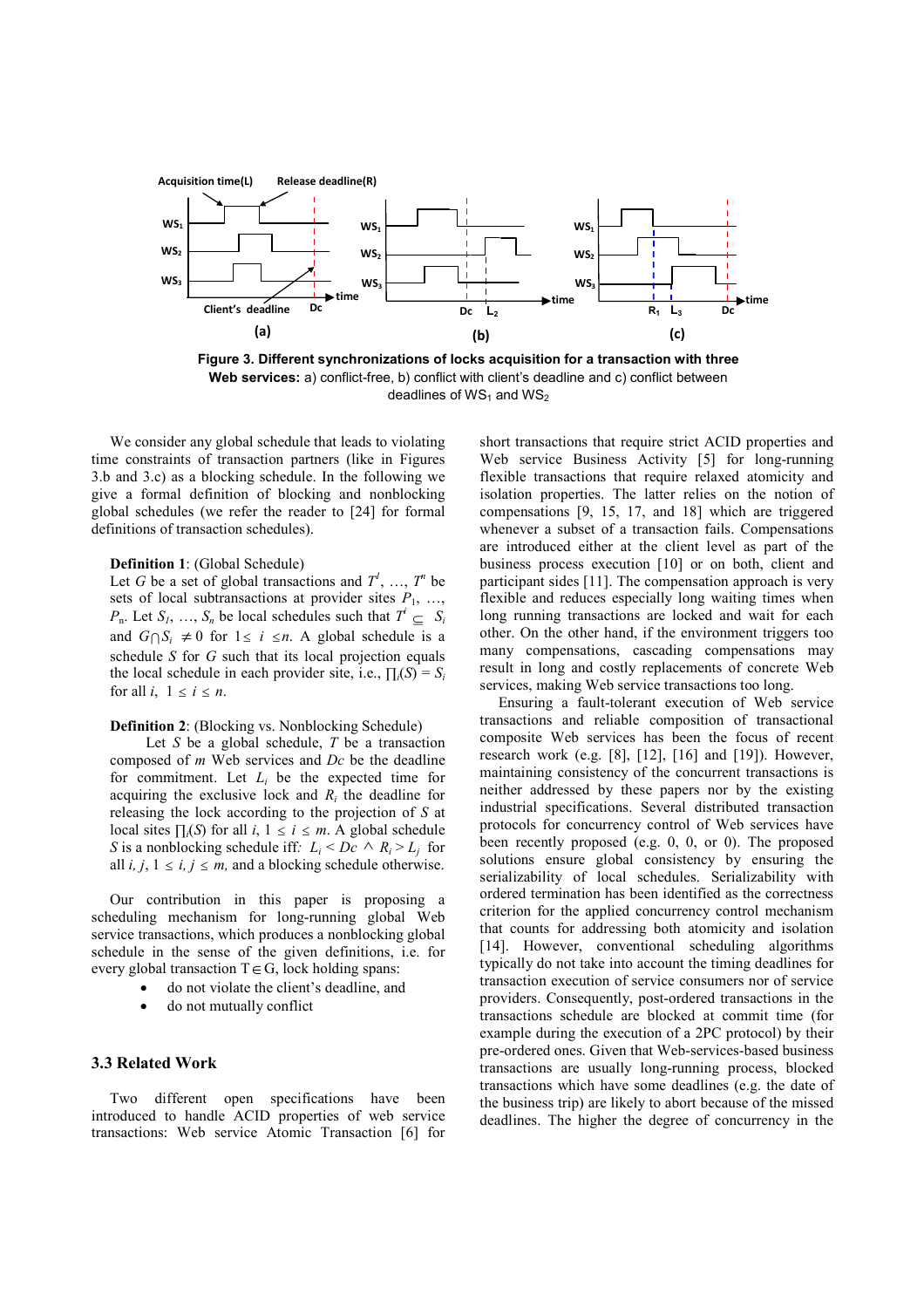**Figure 3. Different synchronizations of locks acquisition for a transaction with three Web services:** a) conflict-free, b) conflict with client's deadline and c) conflict between deadlines of $WS_1$ and $WS_2$

We consider any global schedule that leads to violating time constraints of transaction partners (like in Figures 3.b and 3.c) as a blocking schedule. In the following we give a formal definition of blocking and nonblocking global schedules (we refer the reader to [24] for formal definitions of transaction schedules).

**Definition 1**: (Global Schedule)
Let $G$ be a set of global transactions and $T^1$, …, $T^n$ be sets of local subtransactions at provider sites $P_1$, …, $P_n$. Let $S_1$, …, $S_n$ be local schedules such that $T^i \subseteq S_i$ and $G \cap S_i \neq 0$ for $1 \leq i \leq n$. A global schedule is a schedule $S$ for $G$ such that its local projection equals the local schedule in each provider site, i.e., $\prod_i(S) = S_i$ for all $i$, $1 \leq i \leq n$.

**Definition 2**: (Blocking vs. Nonblocking Schedule)
Let $S$ be a global schedule, $T$ be a transaction composed of $m$ Web services and $Dc$ be the deadline for commitment. Let $L_i$ be the expected time for acquiring the exclusive lock and $R_i$ the deadline for releasing the lock according to the projection of $S$ at local sites $\prod_i(S)$ for all $i$, $1 \leq i \leq m$. A global schedule $S$ is a nonblocking schedule iff*:* $L_i < Dc \wedge R_i > L_j$ for all $i, j$, $1 \leq i, j \leq m$, and a blocking schedule otherwise.

Our contribution in this paper is proposing a scheduling mechanism for long-running global Web service transactions, which produces a nonblocking global schedule in the sense of the given definitions, i.e. for every global transaction $T \in G$, lock holding spans:

- do not violate the client's deadline, and
- do not mutually conflict

### 3.3 Related Work

Two different open specifications have been introduced to handle ACID properties of web service transactions: Web service Atomic Transaction [6] for short transactions that require strict ACID properties and Web service Business Activity [5] for long-running flexible transactions that require relaxed atomicity and isolation properties. The latter relies on the notion of compensations [9, 15, 17, and 18] which are triggered whenever a subset of a transaction fails. Compensations are introduced either at the client level as part of the business process execution [10] or on both, client and participant sides [11]. The compensation approach is very flexible and reduces especially long waiting times when long running transactions are locked and wait for each other. On the other hand, if the environment triggers too many compensations, cascading compensations may result in long and costly replacements of concrete Web services, making Web service transactions too long.

Ensuring a fault-tolerant execution of Web service transactions and reliable composition of transactional composite Web services has been the focus of recent research work (e.g. [8], [12], [16] and [19]). However, maintaining consistency of the concurrent transactions is neither addressed by these papers nor by the existing industrial specifications. Several distributed transaction protocols for concurrency control of Web services have been recently proposed (e.g. 0, 0, or 0). The proposed solutions ensure global consistency by ensuring the serializability of local schedules. Serializability with ordered termination has been identified as the correctness criterion for the applied concurrency control mechanism that counts for addressing both atomicity and isolation [14]. However, conventional scheduling algorithms typically do not take into account the timing deadlines for transaction execution of service consumers nor of service providers. Consequently, post-ordered transactions in the transactions schedule are blocked at commit time (for example during the execution of a 2PC protocol) by their pre-ordered ones. Given that Web-services-based business transactions are usually long-running process, blocked transactions which have some deadlines (e.g. the date of the business trip) are likely to abort because of the missed deadlines. The higher the degree of concurrency in the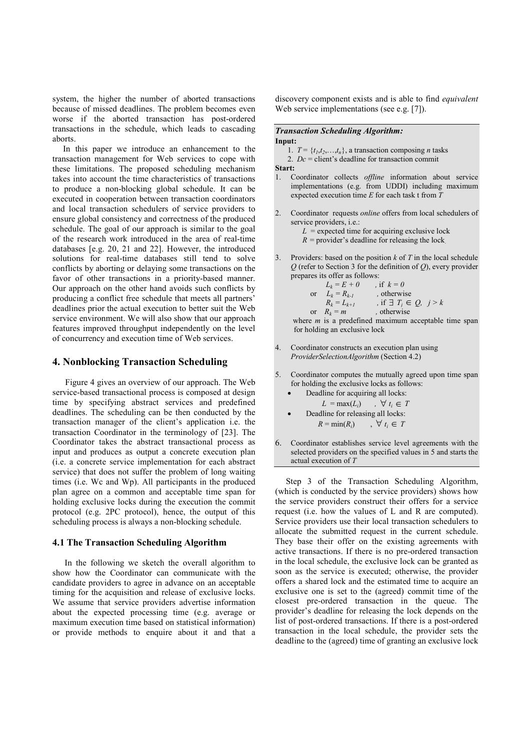system, the higher the number of aborted transactions because of missed deadlines. The problem becomes even worse if the aborted transaction has post-ordered transactions in the schedule, which leads to cascading aborts.

In this paper we introduce an enhancement to the transaction management for Web services to cope with these limitations. The proposed scheduling mechanism takes into account the time characteristics of transactions to produce a non-blocking global schedule. It can be executed in cooperation between transaction coordinators and local transaction schedulers of service providers to ensure global consistency and correctness of the produced schedule. The goal of our approach is similar to the goal of the research work introduced in the area of real-time databases [e.g. 20, 21 and 22]. However, the introduced solutions for real-time databases still tend to solve conflicts by aborting or delaying some transactions on the favor of other transactions in a priority-based manner. Our approach on the other hand avoids such conflicts by producing a conflict free schedule that meets all partners' deadlines prior the actual execution to better suit the Web service environment. We will also show that our approach features improved throughput independently on the level of concurrency and execution time of Web services.

## 4. Nonblocking Transaction Scheduling

Figure 4 gives an overview of our approach. The Web service-based transactional process is composed at design time by specifying abstract services and predefined deadlines. The scheduling can be then conducted by the transaction manager of the client's application i.e. the transaction Coordinator in the terminology of [23]. The Coordinator takes the abstract transactional process as input and produces as output a concrete execution plan (i.e. a concrete service implementation for each abstract service) that does not suffer the problem of long waiting times (i.e. Wc and Wp). All participants in the produced plan agree on a common and acceptable time span for holding exclusive locks during the execution the commit protocol (e.g. 2PC protocol), hence, the output of this scheduling process is always a non-blocking schedule.

### 4.1 The Transaction Scheduling Algorithm

In the following we sketch the overall algorithm to show how the Coordinator can communicate with the candidate providers to agree in advance on an acceptable timing for the acquisition and release of exclusive locks. We assume that service providers advertise information about the expected processing time (e.g. average or maximum execution time based on statistical information) or provide methods to enquire about it and that a discovery component exists and is able to find *equivalent* Web service implementations (see e.g. [7]).

***Transaction Scheduling Algorithm:***

**Input:**

1. $T = \{t_1, t_2, \ldots, t_n\}$, a transaction composing $n$ tasks
2. $Dc$ = client's deadline for transaction commit

**Start:**

1. Coordinator collects *offline* information about service implementations (e.g. from UDDI) including maximum expected execution time $E$ for each task t from $T$
2. Coordinator requests *online* offers from local schedulers of service providers, i.e.:
   $L$ = expected time for acquiring exclusive lock
   $R$ = provider's deadline for releasing the lock.
3. Providers: based on the position $k$ of $T$ in the local schedule $Q$ (refer to Section 3 for the definition of $Q$), every provider prepares its offer as follows:
   $L_k = E + 0$ , if $k = 0$
   or $L_k = R_{k-1}$ , otherwise
   $R_k = L_{k+1}$ , if $\exists\ T_j \in Q,\ j > k$
   or $R_k = m$ , otherwise
   where $m$ is a predefined maximum acceptable time span for holding an exclusive lock
4. Coordinator constructs an execution plan using *ProviderSelectionAlgorithm* (Section 4.2)
5. Coordinator computes the mutually agreed upon time span for holding the exclusive locks as follows:
   - Deadline for acquiring all locks:
     $L = \max(L_i)$ , $\forall\ t_i \in T$
   - Deadline for releasing all locks:
     $R = \min(R_i)$ , $\forall\ t_i \in T$
6. Coordinator establishes service level agreements with the selected providers on the specified values in 5 and starts the actual execution of $T$

Step 3 of the Transaction Scheduling Algorithm, (which is conducted by the service providers) shows how the service providers construct their offers for a service request (i.e. how the values of L and R are computed). Service providers use their local transaction schedulers to allocate the submitted request in the current schedule. They base their offer on the existing agreements with active transactions. If there is no pre-ordered transaction in the local schedule, the exclusive lock can be granted as soon as the service is executed; otherwise, the provider offers a shared lock and the estimated time to acquire an exclusive one is set to the (agreed) commit time of the closest pre-ordered transaction in the queue. The provider's deadline for releasing the lock depends on the list of post-ordered transactions. If there is a post-ordered transaction in the local schedule, the provider sets the deadline to the (agreed) time of granting an exclusive lock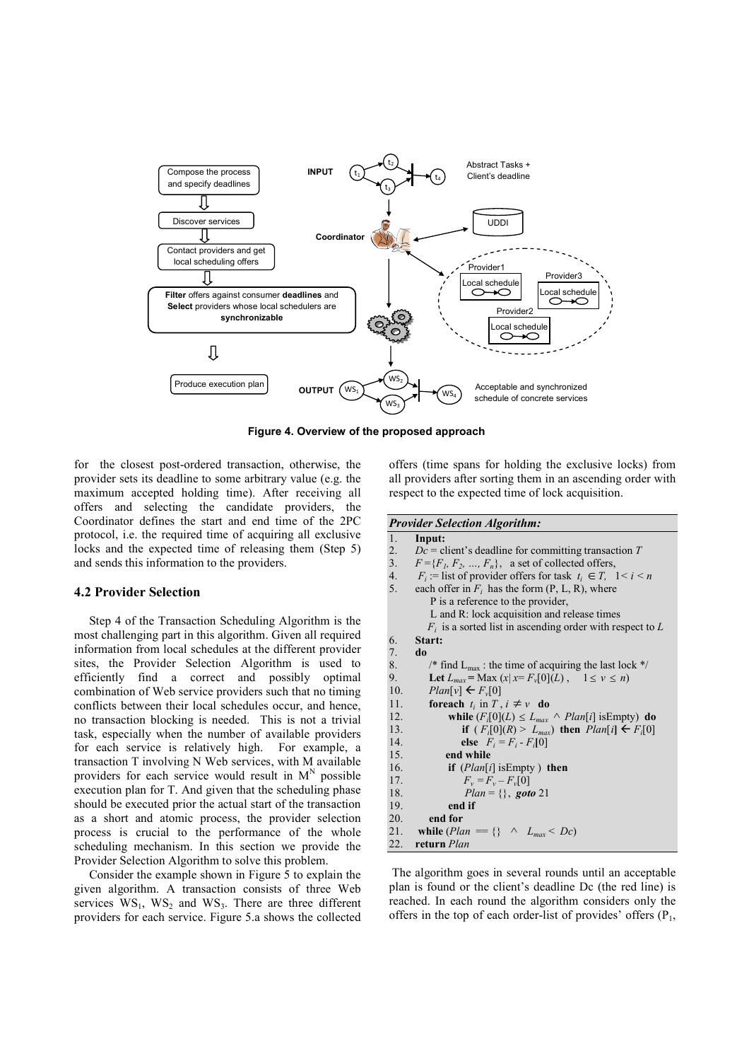Figure 4. Overview of the proposed approach

for the closest post-ordered transaction, otherwise, the provider sets its deadline to some arbitrary value (e.g. the maximum accepted holding time). After receiving all offers and selecting the candidate providers, the Coordinator defines the start and end time of the 2PC protocol, i.e. the required time of acquiring all exclusive locks and the expected time of releasing them (Step 5) and sends this information to the providers.

### 4.2 Provider Selection

Step 4 of the Transaction Scheduling Algorithm is the most challenging part in this algorithm. Given all required information from local schedules at the different provider sites, the Provider Selection Algorithm is used to efficiently find a correct and possibly optimal combination of Web service providers such that no timing conflicts between their local schedules occur, and hence, no transaction blocking is needed. This is not a trivial task, especially when the number of available providers for each service is relatively high. For example, a transaction T involving N Web services, with M available providers for each service would result in $M^N$ possible execution plan for T. And given that the scheduling phase should be executed prior the actual start of the transaction as a short and atomic process, the provider selection process is crucial to the performance of the whole scheduling mechanism. In this section we provide the Provider Selection Algorithm to solve this problem.

Consider the example shown in Figure 5 to explain the given algorithm. A transaction consists of three Web services $WS_1$, $WS_2$ and $WS_3$. There are three different providers for each service. Figure 5.a shows the collected offers (time spans for holding the exclusive locks) from all providers after sorting them in an ascending order with respect to the expected time of lock acquisition.

***Provider Selection Algorithm:***

```
1.  Input:
2.  Dc = client's deadline for committing transaction T
3.  F ={F1, F2, …, Fn},  a set of collected offers,
4.  Fi := list of provider offers for task ti ∈ T,  1< i < n
5.  each offer in Fi has the form (P, L, R), where
      P is a reference to the provider,
      L and R: lock acquisition and release times
      Fi is a sorted list in ascending order with respect to L
6.  Start:
7.  do
8.     /* find Lmax : the time of acquiring the last lock */
9.     Let Lmax = Max (x| x= Fv[0](L) ,   1 ≤ v ≤ n)
10.    Plan[v] ← Fv[0]
11.    foreach ti in T , i ≠ v  do
12.        while (Fi[0](L) ≤ Lmax ∧ Plan[i] isEmpty)  do
13.            if ( Fi[0](R) > Lmax)  then  Plan[i] ← Fi[0]
14.            else  Fi = Fi - Fi[0]
15.        end while
16.        if (Plan[i] isEmpty )  then
17.            Fv = Fv – Fv[0]
18.            Plan = {},  goto 21
19.        end if
20.    end for
21. while (Plan == {}  ∧  Lmax < Dc)
22. return Plan
```

The algorithm goes in several rounds until an acceptable plan is found or the client's deadline Dc (the red line) is reached. In each round the algorithm considers only the offers in the top of each order-list of provides' offers ($P_1$,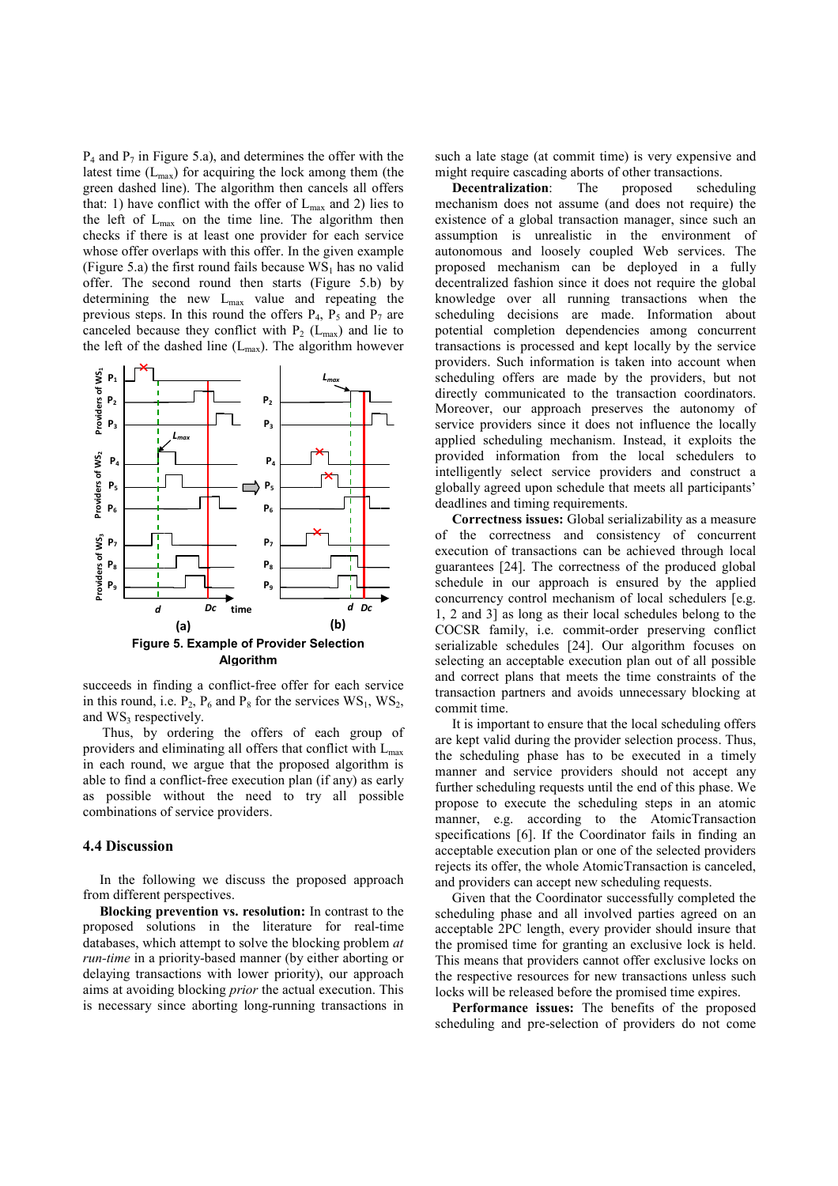$P_4$ and $P_7$ in Figure 5.a), and determines the offer with the latest time ($L_{max}$) for acquiring the lock among them (the green dashed line). The algorithm then cancels all offers that: 1) have conflict with the offer of $L_{max}$ and 2) lies to the left of $L_{max}$ on the time line. The algorithm then checks if there is at least one provider for each service whose offer overlaps with this offer. In the given example (Figure 5.a) the first round fails because $WS_1$ has no valid offer. The second round then starts (Figure 5.b) by determining the new $L_{max}$ value and repeating the previous steps. In this round the offers $P_4$, $P_5$ and $P_7$ are canceled because they conflict with $P_2$ ($L_{max}$) and lie to the left of the dashed line ($L_{max}$). The algorithm however succeeds in finding a conflict-free offer for each service in this round, i.e. $P_2$, $P_6$ and $P_8$ for the services $WS_1$, $WS_2$, and $WS_3$ respectively.

**Figure 5. Example of Provider Selection Algorithm**

Thus, by ordering the offers of each group of providers and eliminating all offers that conflict with $L_{max}$ in each round, we argue that the proposed algorithm is able to find a conflict-free execution plan (if any) as early as possible without the need to try all possible combinations of service providers.

### 4.4 Discussion

In the following we discuss the proposed approach from different perspectives.

**Blocking prevention vs. resolution:** In contrast to the proposed solutions in the literature for real-time databases, which attempt to solve the blocking problem *at run-time* in a priority-based manner (by either aborting or delaying transactions with lower priority), our approach aims at avoiding blocking *prior* the actual execution. This is necessary since aborting long-running transactions in such a late stage (at commit time) is very expensive and might require cascading aborts of other transactions.

**Decentralization**: The proposed scheduling mechanism does not assume (and does not require) the existence of a global transaction manager, since such an assumption is unrealistic in the environment of autonomous and loosely coupled Web services. The proposed mechanism can be deployed in a fully decentralized fashion since it does not require the global knowledge over all running transactions when the scheduling decisions are made. Information about potential completion dependencies among concurrent transactions is processed and kept locally by the service providers. Such information is taken into account when scheduling offers are made by the providers, but not directly communicated to the transaction coordinators. Moreover, our approach preserves the autonomy of service providers since it does not influence the locally applied scheduling mechanism. Instead, it exploits the provided information from the local schedulers to intelligently select service providers and construct a globally agreed upon schedule that meets all participants' deadlines and timing requirements.

**Correctness issues:** Global serializability as a measure of the correctness and consistency of concurrent execution of transactions can be achieved through local guarantees [24]. The correctness of the produced global schedule in our approach is ensured by the applied concurrency control mechanism of local schedulers [e.g. 1, 2 and 3] as long as their local schedules belong to the COCSR family, i.e. commit-order preserving conflict serializable schedules [24]. Our algorithm focuses on selecting an acceptable execution plan out of all possible and correct plans that meets the time constraints of the transaction partners and avoids unnecessary blocking at commit time.

It is important to ensure that the local scheduling offers are kept valid during the provider selection process. Thus, the scheduling phase has to be executed in a timely manner and service providers should not accept any further scheduling requests until the end of this phase. We propose to execute the scheduling steps in an atomic manner, e.g. according to the AtomicTransaction specifications [6]. If the Coordinator fails in finding an acceptable execution plan or one of the selected providers rejects its offer, the whole AtomicTransaction is canceled, and providers can accept new scheduling requests.

Given that the Coordinator successfully completed the scheduling phase and all involved parties agreed on an acceptable 2PC length, every provider should insure that the promised time for granting an exclusive lock is held. This means that providers cannot offer exclusive locks on the respective resources for new transactions unless such locks will be released before the promised time expires.

**Performance issues:** The benefits of the proposed scheduling and pre-selection of providers do not come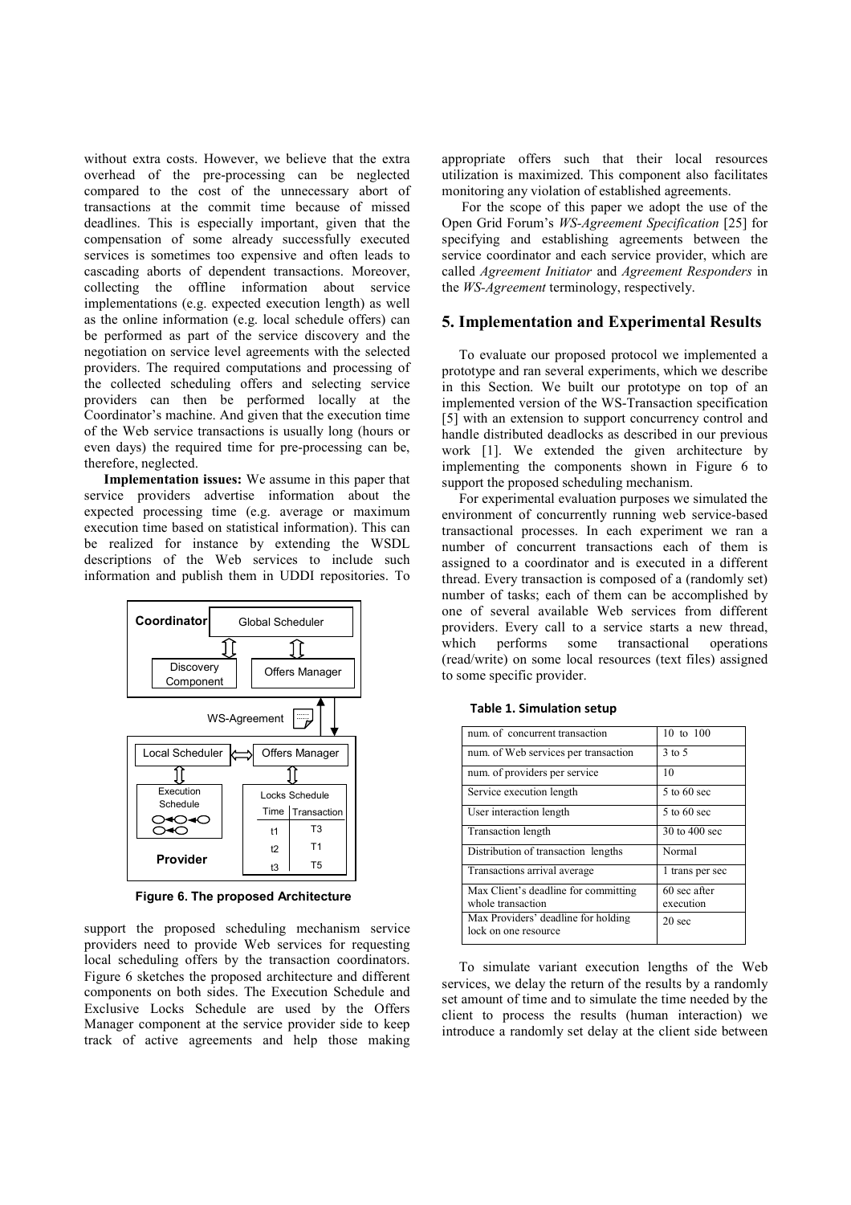without extra costs. However, we believe that the extra overhead of the pre-processing can be neglected compared to the cost of the unnecessary abort of transactions at the commit time because of missed deadlines. This is especially important, given that the compensation of some already successfully executed services is sometimes too expensive and often leads to cascading aborts of dependent transactions. Moreover, collecting the offline information about service implementations (e.g. expected execution length) as well as the online information (e.g. local schedule offers) can be performed as part of the service discovery and the negotiation on service level agreements with the selected providers. The required computations and processing of the collected scheduling offers and selecting service providers can then be performed locally at the Coordinator's machine. And given that the execution time of the Web service transactions is usually long (hours or even days) the required time for pre-processing can be, therefore, neglected.

**Implementation issues:** We assume in this paper that service providers advertise information about the expected processing time (e.g. average or maximum execution time based on statistical information). This can be realized for instance by extending the WSDL descriptions of the Web services to include such information and publish them in UDDI repositories. To support the proposed scheduling mechanism service providers need to provide Web services for requesting local scheduling offers by the transaction coordinators. Figure 6 sketches the proposed architecture and different components on both sides. The Execution Schedule and Exclusive Locks Schedule are used by the Offers Manager component at the service provider side to keep track of active agreements and help those making appropriate offers such that their local resources utilization is maximized. This component also facilitates monitoring any violation of established agreements.

**Figure 6. The proposed Architecture**

For the scope of this paper we adopt the use of the Open Grid Forum's *WS-Agreement Specification* [25] for specifying and establishing agreements between the service coordinator and each service provider, which are called *Agreement Initiator* and *Agreement Responders* in the *WS-Agreement* terminology, respectively.

## 5. Implementation and Experimental Results

To evaluate our proposed protocol we implemented a prototype and ran several experiments, which we describe in this Section. We built our prototype on top of an implemented version of the WS-Transaction specification [5] with an extension to support concurrency control and handle distributed deadlocks as described in our previous work [1]. We extended the given architecture by implementing the components shown in Figure 6 to support the proposed scheduling mechanism.

For experimental evaluation purposes we simulated the environment of concurrently running web service-based transactional processes. In each experiment we ran a number of concurrent transactions each of them is assigned to a coordinator and is executed in a different thread. Every transaction is composed of a (randomly set) number of tasks; each of them can be accomplished by one of several available Web services from different providers. Every call to a service starts a new thread, which performs some transactional operations (read/write) on some local resources (text files) assigned to some specific provider.

**Table 1. Simulation setup**

| Parameter | Value |
|---|---|
| num. of concurrent transaction | 10 to 100 |
| num. of Web services per transaction | 3 to 5 |
| num. of providers per service | 10 |
| Service execution length | 5 to 60 sec |
| User interaction length | 5 to 60 sec |
| Transaction length | 30 to 400 sec |
| Distribution of transaction lengths | Normal |
| Transactions arrival average | 1 trans per sec |
| Max Client's deadline for committing whole transaction | 60 sec after execution |
| Max Providers' deadline for holding lock on one resource | 20 sec |

To simulate variant execution lengths of the Web services, we delay the return of the results by a randomly set amount of time and to simulate the time needed by the client to process the results (human interaction) we introduce a randomly set delay at the client side between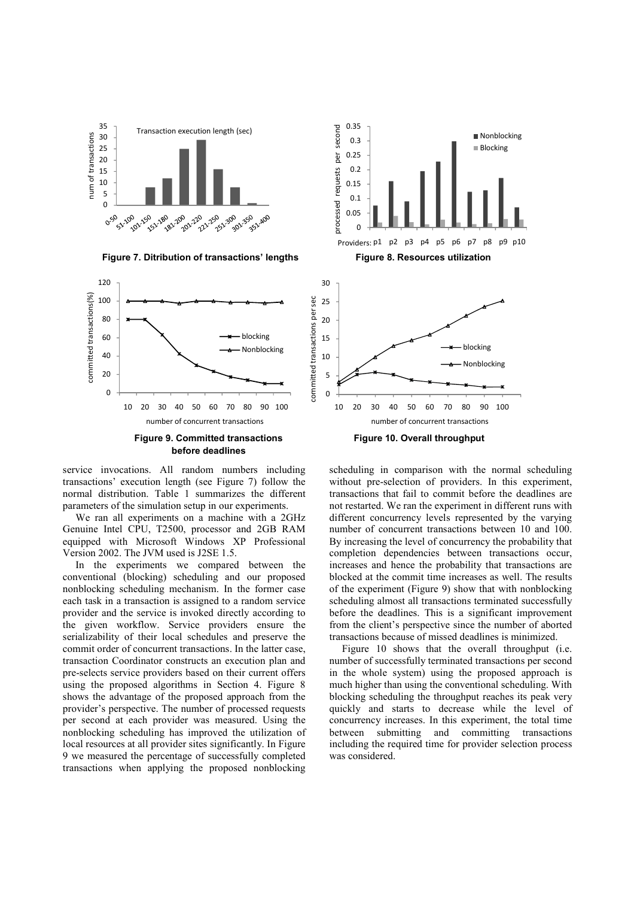**Figure 7. Ditribution of transactions' lengths**

**Figure 8. Resources utilization**

**Figure 9. Committed transactions before deadlines**

**Figure 10. Overall throughput**

service invocations. All random numbers including transactions' execution length (see Figure 7) follow the normal distribution. Table 1 summarizes the different parameters of the simulation setup in our experiments.

We ran all experiments on a machine with a 2GHz Genuine Intel CPU, T2500, processor and 2GB RAM equipped with Microsoft Windows XP Professional Version 2002. The JVM used is J2SE 1.5.

In the experiments we compared between the conventional (blocking) scheduling and our proposed nonblocking scheduling mechanism. In the former case each task in a transaction is assigned to a random service provider and the service is invoked directly according to the given workflow. Service providers ensure the serializability of their local schedules and preserve the commit order of concurrent transactions. In the latter case, transaction Coordinator constructs an execution plan and pre-selects service providers based on their current offers using the proposed algorithms in Section 4. Figure 8 shows the advantage of the proposed approach from the provider's perspective. The number of processed requests per second at each provider was measured. Using the nonblocking scheduling has improved the utilization of local resources at all provider sites significantly. In Figure 9 we measured the percentage of successfully completed transactions when applying the proposed nonblocking scheduling in comparison with the normal scheduling without pre-selection of providers. In this experiment, transactions that fail to commit before the deadlines are not restarted. We ran the experiment in different runs with different concurrency levels represented by the varying number of concurrent transactions between 10 and 100. By increasing the level of concurrency the probability that completion dependencies between transactions occur, increases and hence the probability that transactions are blocked at the commit time increases as well. The results of the experiment (Figure 9) show that with nonblocking scheduling almost all transactions terminated successfully before the deadlines. This is a significant improvement from the client's perspective since the number of aborted transactions because of missed deadlines is minimized.

Figure 10 shows that the overall throughput (i.e. number of successfully terminated transactions per second in the whole system) using the proposed approach is much higher than using the conventional scheduling. With blocking scheduling the throughput reaches its peak very quickly and starts to decrease while the level of concurrency increases. In this experiment, the total time between submitting and committing transactions including the required time for provider selection process was considered.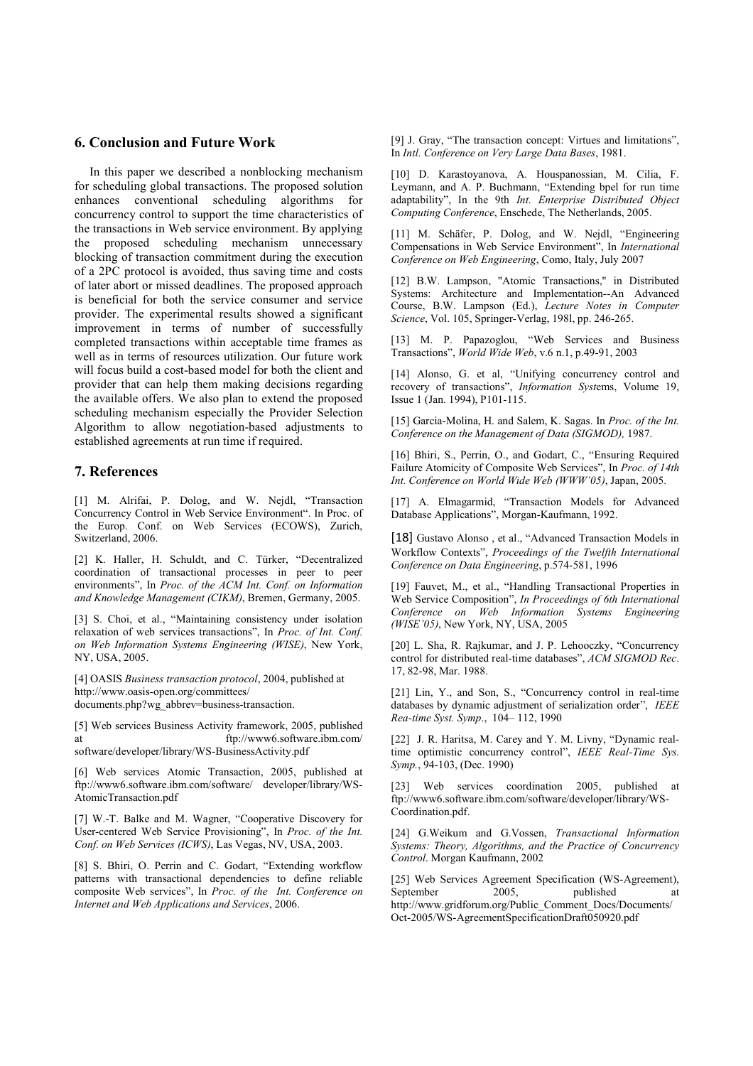## 6. Conclusion and Future Work

In this paper we described a nonblocking mechanism for scheduling global transactions. The proposed solution enhances conventional scheduling algorithms for concurrency control to support the time characteristics of the transactions in Web service environment. By applying the proposed scheduling mechanism unnecessary blocking of transaction commitment during the execution of a 2PC protocol is avoided, thus saving time and costs of later abort or missed deadlines. The proposed approach is beneficial for both the service consumer and service provider. The experimental results showed a significant improvement in terms of number of successfully completed transactions within acceptable time frames as well as in terms of resources utilization. Our future work will focus build a cost-based model for both the client and provider that can help them making decisions regarding the available offers. We also plan to extend the proposed scheduling mechanism especially the Provider Selection Algorithm to allow negotiation-based adjustments to established agreements at run time if required.

## 7. References

[1] M. Alrifai, P. Dolog, and W. Nejdl, "Transaction Concurrency Control in Web Service Environment". In Proc. of the Europ. Conf. on Web Services (ECOWS), Zurich, Switzerland, 2006.

[2] K. Haller, H. Schuldt, and C. Türker, "Decentralized coordination of transactional processes in peer to peer environments", In *Proc. of the ACM Int. Conf. on Information and Knowledge Management (CIKM)*, Bremen, Germany, 2005.

[3] S. Choi, et al., "Maintaining consistency under isolation relaxation of web services transactions", In *Proc. of Int. Conf. on Web Information Systems Engineering (WISE)*, New York, NY, USA, 2005.

[4] OASIS *Business transaction protocol*, 2004, published at http://www.oasis-open.org/committees/documents.php?wg_abbrev=business-transaction.

[5] Web services Business Activity framework, 2005, published at ftp://www6.software.ibm.com/software/developer/library/WS-BusinessActivity.pdf

[6] Web services Atomic Transaction, 2005, published at ftp://www6.software.ibm.com/software/ developer/library/WS-AtomicTransaction.pdf

[7] W.-T. Balke and M. Wagner, "Cooperative Discovery for User-centered Web Service Provisioning", In *Proc. of the Int. Conf. on Web Services (ICWS)*, Las Vegas, NV, USA, 2003.

[8] S. Bhiri, O. Perrin and C. Godart, "Extending workflow patterns with transactional dependencies to define reliable composite Web services", In *Proc. of the Int. Conference on Internet and Web Applications and Services*, 2006.

[9] J. Gray, "The transaction concept: Virtues and limitations", In *Intl. Conference on Very Large Data Bases*, 1981.

[10] D. Karastoyanova, A. Houspanossian, M. Cilia, F. Leymann, and A. P. Buchmann, "Extending bpel for run time adaptability", In the 9th *Int. Enterprise Distributed Object Computing Conference*, Enschede, The Netherlands, 2005.

[11] M. Schäfer, P. Dolog, and W. Nejdl, "Engineering Compensations in Web Service Environment", In *International Conference on Web Engineering*, Como, Italy, July 2007

[12] B.W. Lampson, "Atomic Transactions," in Distributed Systems: Architecture and Implementation--An Advanced Course, B.W. Lampson (Ed.), *Lecture Notes in Computer Science*, Vol. 105, Springer-Verlag, 198l, pp. 246-265.

[13] M. P. Papazoglou, "Web Services and Business Transactions", *World Wide Web*, v.6 n.1, p.49-91, 2003

[14] Alonso, G. et al, "Unifying concurrency control and recovery of transactions", *Information Syst*ems, Volume 19, Issue 1 (Jan. 1994), P101-115.

[15] Garcia-Molina, H. and Salem, K. Sagas. In *Proc. of the Int. Conference on the Management of Data (SIGMOD),* 1987.

[16] Bhiri, S., Perrin, O., and Godart, C., "Ensuring Required Failure Atomicity of Composite Web Services", In *Proc. of 14th Int. Conference on World Wide Web (WWW'05)*, Japan, 2005.

[17] A. Elmagarmid, "Transaction Models for Advanced Database Applications", Morgan-Kaufmann, 1992.

[18] Gustavo Alonso , et al., "Advanced Transaction Models in Workflow Contexts", *Proceedings of the Twelfth International Conference on Data Engineering*, p.574-581, 1996

[19] Fauvet, M., et al., "Handling Transactional Properties in Web Service Composition", *In Proceedings of 6th International Conference on Web Information Systems Engineering (WISE'05)*, New York, NY, USA, 2005

[20] L. Sha, R. Rajkumar, and J. P. Lehooczky, "Concurrency control for distributed real-time databases", *ACM SIGMOD Rec*. 17, 82-98, Mar. 1988.

[21] Lin, Y., and Son, S., "Concurrency control in real-time databases by dynamic adjustment of serialization order", *IEEE Rea-time Syst. Symp.*, 104– 112, 1990

[22] J. R. Haritsa, M. Carey and Y. M. Livny, "Dynamic real-time optimistic concurrency control", *IEEE Real-Time Sys. Symp.*, 94-103, (Dec. 1990)

[23] Web services coordination 2005, published at ftp://www6.software.ibm.com/software/developer/library/WS-Coordination.pdf.

[24] G.Weikum and G.Vossen, *Transactional Information Systems: Theory, Algorithms, and the Practice of Concurrency Control*. Morgan Kaufmann, 2002

[25] Web Services Agreement Specification (WS-Agreement), September 2005, published at http://www.gridforum.org/Public_Comment_Docs/Documents/Oct-2005/WS-AgreementSpecificationDraft050920.pdf